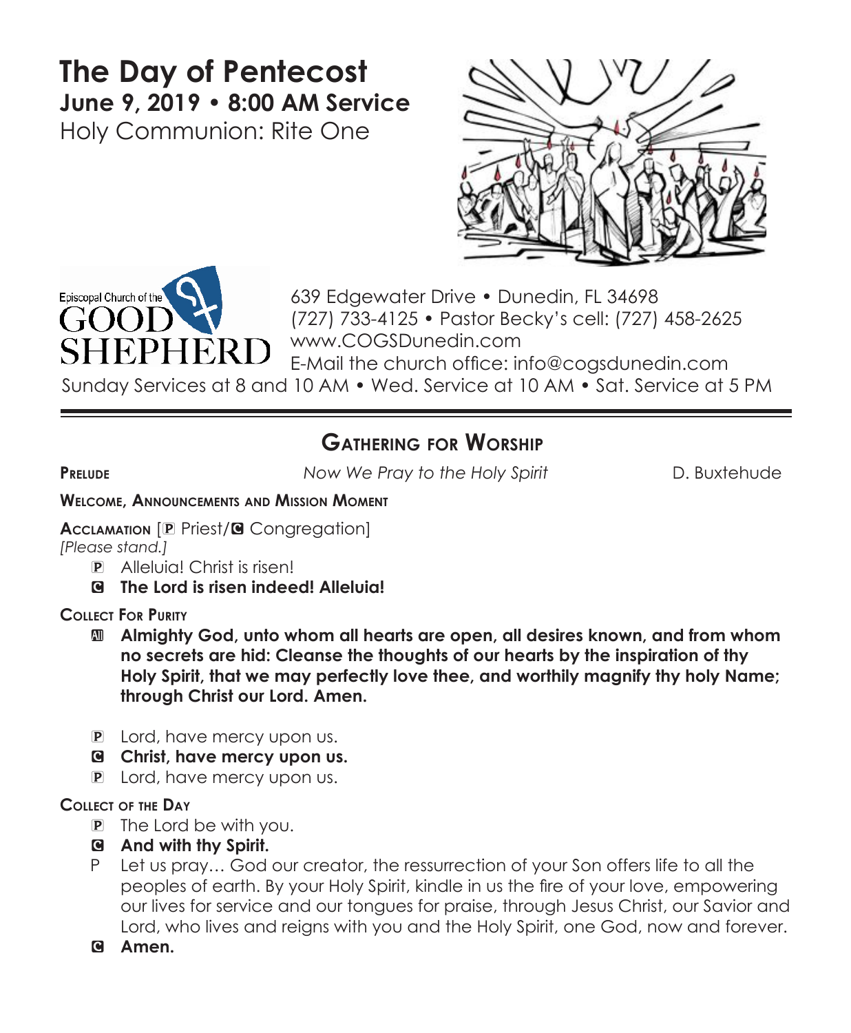# The Day of Pentecost

## June 9, 2019 • 8:00 AM Service

Holy Communion: Rite One

Episcopal Church of the GOOD SHEPHERD

639 Edgewater Drive • Dunedin, FL 34698
(727) 733-4125 • Pastor Becky's cell: (727) 458-2625
www.COGSDunedin.com
E-Mail the church office: info@cogsdunedin.com

Sunday Services at 8 and 10 AM • Wed. Service at 10 AM • Sat. Service at 5 PM

---

## Gathering for Worship

**Prelude** *Now We Pray to the Holy Spirit* D. Buxtehude

**Welcome, Announcements and Mission Moment**

**Acclamation** [P Priest/C Congregation]
*[Please stand.]*

P Alleluia! Christ is risen!
**C The Lord is risen indeed! Alleluia!**

**Collect For Purity**

**All Almighty God, unto whom all hearts are open, all desires known, and from whom no secrets are hid: Cleanse the thoughts of our hearts by the inspiration of thy Holy Spirit, that we may perfectly love thee, and worthily magnify thy holy Name; through Christ our Lord. Amen.**

P Lord, have mercy upon us.
**C Christ, have mercy upon us.**
P Lord, have mercy upon us.

**Collect of the Day**

P The Lord be with you.
**C And with thy Spirit.**
P Let us pray… God our creator, the ressurrection of your Son offers life to all the peoples of earth. By your Holy Spirit, kindle in us the fire of your love, empowering our lives for service and our tongues for praise, through Jesus Christ, our Savior and Lord, who lives and reigns with you and the Holy Spirit, one God, now and forever.
**C Amen.**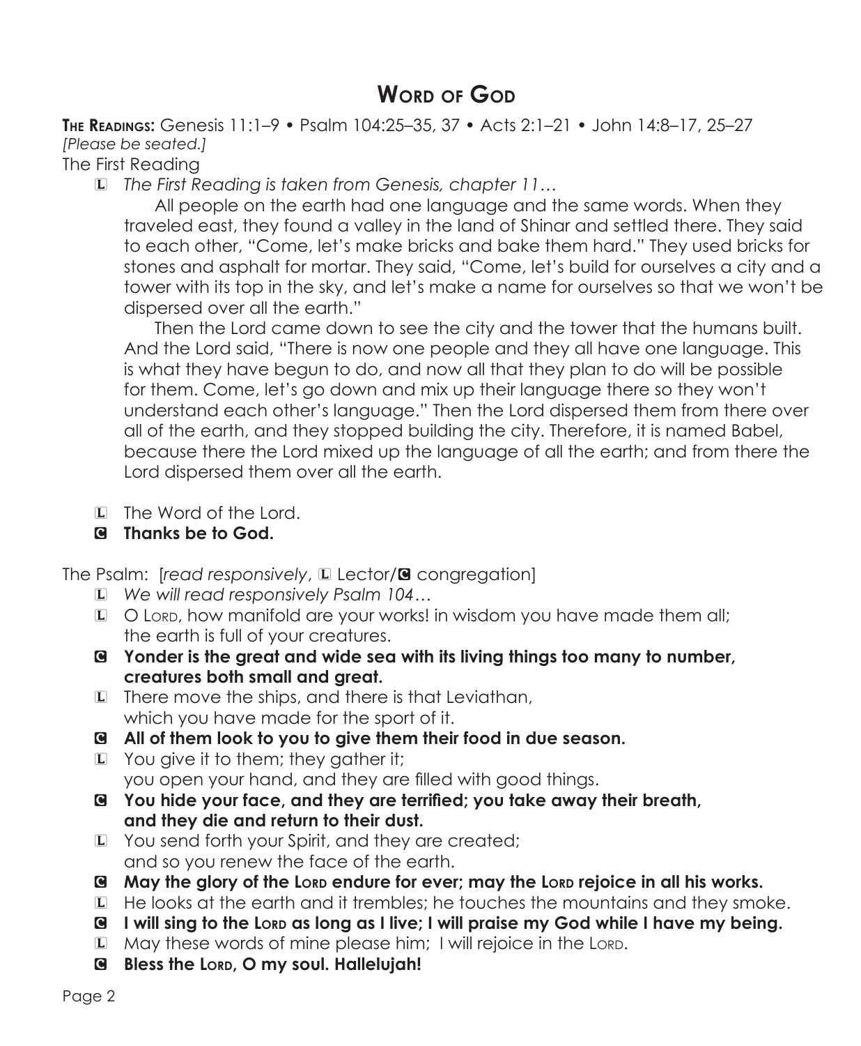# Word of God

**The Readings:** Genesis 11:1–9 • Psalm 104:25–35, 37 • Acts 2:1–21 • John 14:8–17, 25–27

*[Please be seated.]*

The First Reading

L *The First Reading is taken from Genesis, chapter 11…*

All people on the earth had one language and the same words. When they traveled east, they found a valley in the land of Shinar and settled there. They said to each other, "Come, let's make bricks and bake them hard." They used bricks for stones and asphalt for mortar. They said, "Come, let's build for ourselves a city and a tower with its top in the sky, and let's make a name for ourselves so that we won't be dispersed over all the earth."

Then the Lord came down to see the city and the tower that the humans built. And the Lord said, "There is now one people and they all have one language. This is what they have begun to do, and now all that they plan to do will be possible for them. Come, let's go down and mix up their language there so they won't understand each other's language." Then the Lord dispersed them from there over all of the earth, and they stopped building the city. Therefore, it is named Babel, because there the Lord mixed up the language of all the earth; and from there the Lord dispersed them over all the earth.

L The Word of the Lord.

C **Thanks be to God.**

The Psalm: [*read responsively*, L Lector/C congregation]

L *We will read responsively Psalm 104…*

L O Lord, how manifold are your works! in wisdom you have made them all;
the earth is full of your creatures.

C **Yonder is the great and wide sea with its living things too many to number, creatures both small and great.**

L There move the ships, and there is that Leviathan,
which you have made for the sport of it.

C **All of them look to you to give them their food in due season.**

L You give it to them; they gather it;
you open your hand, and they are filled with good things.

C **You hide your face, and they are terrified; you take away their breath, and they die and return to their dust.**

L You send forth your Spirit, and they are created;
and so you renew the face of the earth.

C **May the glory of the Lord endure for ever; may the Lord rejoice in all his works.**

L He looks at the earth and it trembles; he touches the mountains and they smoke.

C **I will sing to the Lord as long as I live; I will praise my God while I have my being.**

L May these words of mine please him; I will rejoice in the Lord.

C **Bless the Lord, O my soul. Hallelujah!**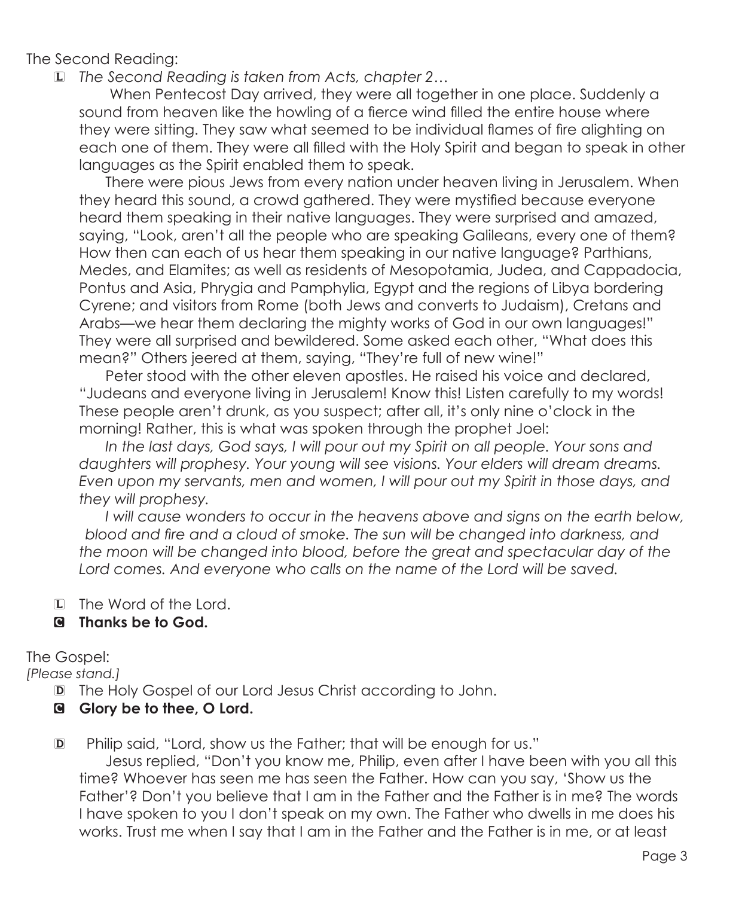The Second Reading:

L *The Second Reading is taken from Acts, chapter 2…*

When Pentecost Day arrived, they were all together in one place. Suddenly a sound from heaven like the howling of a fierce wind filled the entire house where they were sitting. They saw what seemed to be individual flames of fire alighting on each one of them. They were all filled with the Holy Spirit and began to speak in other languages as the Spirit enabled them to speak.

There were pious Jews from every nation under heaven living in Jerusalem. When they heard this sound, a crowd gathered. They were mystified because everyone heard them speaking in their native languages. They were surprised and amazed, saying, "Look, aren't all the people who are speaking Galileans, every one of them? How then can each of us hear them speaking in our native language? Parthians, Medes, and Elamites; as well as residents of Mesopotamia, Judea, and Cappadocia, Pontus and Asia, Phrygia and Pamphylia, Egypt and the regions of Libya bordering Cyrene; and visitors from Rome (both Jews and converts to Judaism), Cretans and Arabs—we hear them declaring the mighty works of God in our own languages!" They were all surprised and bewildered. Some asked each other, "What does this mean?" Others jeered at them, saying, "They're full of new wine!"

Peter stood with the other eleven apostles. He raised his voice and declared, "Judeans and everyone living in Jerusalem! Know this! Listen carefully to my words! These people aren't drunk, as you suspect; after all, it's only nine o'clock in the morning! Rather, this is what was spoken through the prophet Joel:

*In the last days, God says, I will pour out my Spirit on all people. Your sons and daughters will prophesy. Your young will see visions. Your elders will dream dreams. Even upon my servants, men and women, I will pour out my Spirit in those days, and they will prophesy.*

*I will cause wonders to occur in the heavens above and signs on the earth below, blood and fire and a cloud of smoke. The sun will be changed into darkness, and the moon will be changed into blood, before the great and spectacular day of the Lord comes. And everyone who calls on the name of the Lord will be saved.*

L The Word of the Lord.

C **Thanks be to God.**

The Gospel:

*[Please stand.]*

D The Holy Gospel of our Lord Jesus Christ according to John.

C **Glory be to thee, O Lord.**

D Philip said, "Lord, show us the Father; that will be enough for us."

Jesus replied, "Don't you know me, Philip, even after I have been with you all this time? Whoever has seen me has seen the Father. How can you say, 'Show us the Father'? Don't you believe that I am in the Father and the Father is in me? The words I have spoken to you I don't speak on my own. The Father who dwells in me does his works. Trust me when I say that I am in the Father and the Father is in me, or at least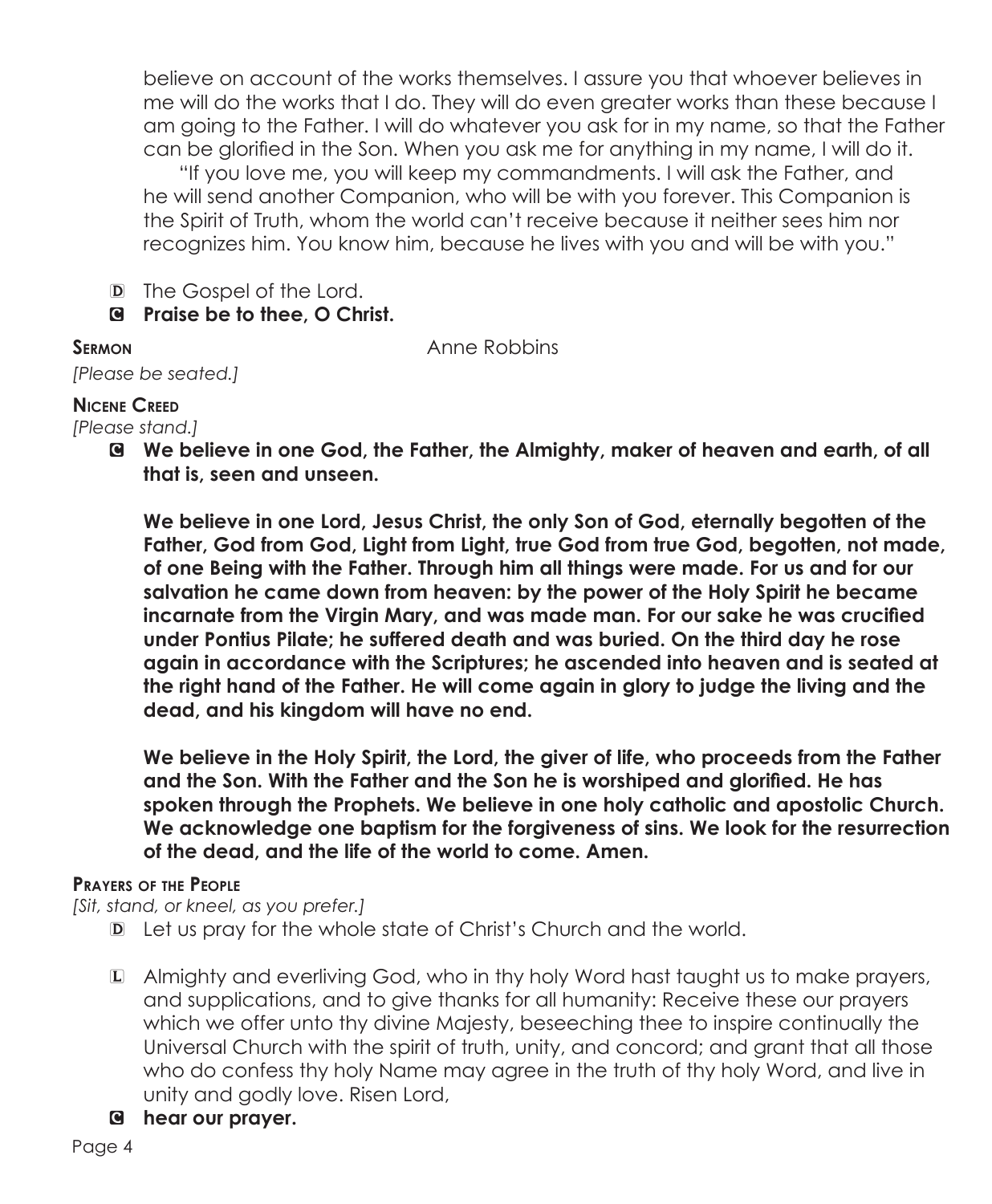believe on account of the works themselves. I assure you that whoever believes in me will do the works that I do. They will do even greater works than these because I am going to the Father. I will do whatever you ask for in my name, so that the Father can be glorified in the Son. When you ask me for anything in my name, I will do it.

"If you love me, you will keep my commandments. I will ask the Father, and he will send another Companion, who will be with you forever. This Companion is the Spirit of Truth, whom the world can't receive because it neither sees him nor recognizes him. You know him, because he lives with you and will be with you."

D The Gospel of the Lord.

C **Praise be to thee, O Christ.**

**Sermon** Anne Robbins

*[Please be seated.]*

**Nicene Creed**

*[Please stand.]*

C **We believe in one God, the Father, the Almighty, maker of heaven and earth, of all that is, seen and unseen.**

**We believe in one Lord, Jesus Christ, the only Son of God, eternally begotten of the Father, God from God, Light from Light, true God from true God, begotten, not made, of one Being with the Father. Through him all things were made. For us and for our salvation he came down from heaven: by the power of the Holy Spirit he became incarnate from the Virgin Mary, and was made man. For our sake he was crucified under Pontius Pilate; he suffered death and was buried. On the third day he rose again in accordance with the Scriptures; he ascended into heaven and is seated at the right hand of the Father. He will come again in glory to judge the living and the dead, and his kingdom will have no end.**

**We believe in the Holy Spirit, the Lord, the giver of life, who proceeds from the Father and the Son. With the Father and the Son he is worshiped and glorified. He has spoken through the Prophets. We believe in one holy catholic and apostolic Church. We acknowledge one baptism for the forgiveness of sins. We look for the resurrection of the dead, and the life of the world to come. Amen.**

**Prayers of the People**

*[Sit, stand, or kneel, as you prefer.]*

D Let us pray for the whole state of Christ's Church and the world.

L Almighty and everliving God, who in thy holy Word hast taught us to make prayers, and supplications, and to give thanks for all humanity: Receive these our prayers which we offer unto thy divine Majesty, beseeching thee to inspire continually the Universal Church with the spirit of truth, unity, and concord; and grant that all those who do confess thy holy Name may agree in the truth of thy holy Word, and live in unity and godly love. Risen Lord,

C **hear our prayer.**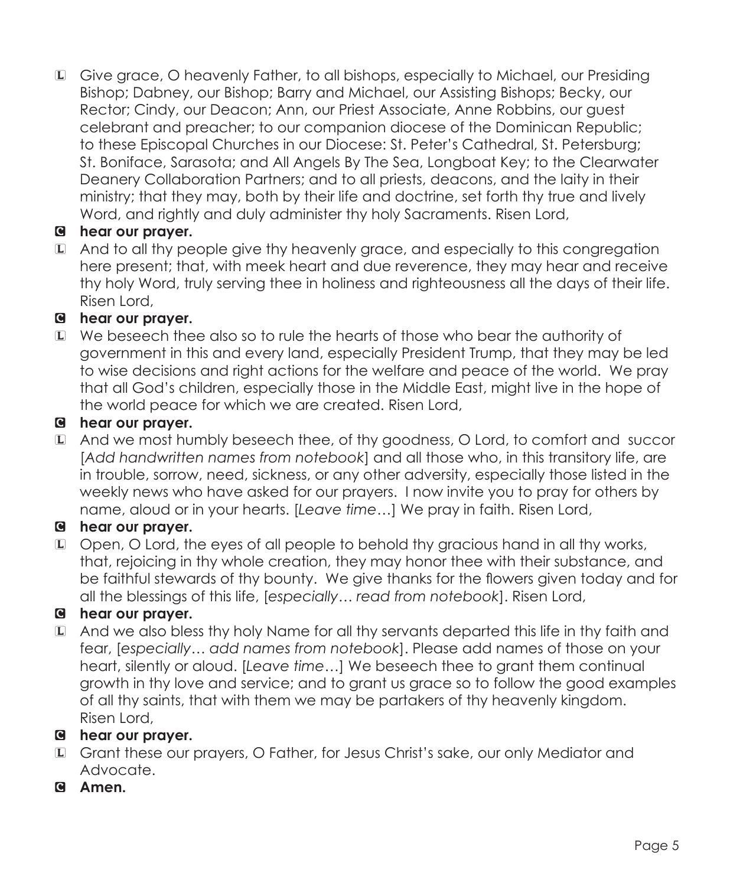L Give grace, O heavenly Father, to all bishops, especially to Michael, our Presiding Bishop; Dabney, our Bishop; Barry and Michael, our Assisting Bishops; Becky, our Rector; Cindy, our Deacon; Ann, our Priest Associate, Anne Robbins, our guest celebrant and preacher; to our companion diocese of the Dominican Republic; to these Episcopal Churches in our Diocese: St. Peter's Cathedral, St. Petersburg; St. Boniface, Sarasota; and All Angels By The Sea, Longboat Key; to the Clearwater Deanery Collaboration Partners; and to all priests, deacons, and the laity in their ministry; that they may, both by their life and doctrine, set forth thy true and lively Word, and rightly and duly administer thy holy Sacraments. Risen Lord,

**C hear our prayer.**

L And to all thy people give thy heavenly grace, and especially to this congregation here present; that, with meek heart and due reverence, they may hear and receive thy holy Word, truly serving thee in holiness and righteousness all the days of their life. Risen Lord,

**C hear our prayer.**

L We beseech thee also so to rule the hearts of those who bear the authority of government in this and every land, especially President Trump, that they may be led to wise decisions and right actions for the welfare and peace of the world. We pray that all God's children, especially those in the Middle East, might live in the hope of the world peace for which we are created. Risen Lord,

**C hear our prayer.**

L And we most humbly beseech thee, of thy goodness, O Lord, to comfort and succor [*Add handwritten names from notebook*] and all those who, in this transitory life, are in trouble, sorrow, need, sickness, or any other adversity, especially those listed in the weekly news who have asked for our prayers. I now invite you to pray for others by name, aloud or in your hearts. [*Leave time*…] We pray in faith. Risen Lord,

**C hear our prayer.**

L Open, O Lord, the eyes of all people to behold thy gracious hand in all thy works, that, rejoicing in thy whole creation, they may honor thee with their substance, and be faithful stewards of thy bounty. We give thanks for the flowers given today and for all the blessings of this life, [*especially… read from notebook*]. Risen Lord,

**C hear our prayer.**

L And we also bless thy holy Name for all thy servants departed this life in thy faith and fear, [*especially… add names from notebook*]. Please add names of those on your heart, silently or aloud. [*Leave time*…] We beseech thee to grant them continual growth in thy love and service; and to grant us grace so to follow the good examples of all thy saints, that with them we may be partakers of thy heavenly kingdom. Risen Lord,

**C hear our prayer.**

L Grant these our prayers, O Father, for Jesus Christ's sake, our only Mediator and Advocate.

**C Amen.**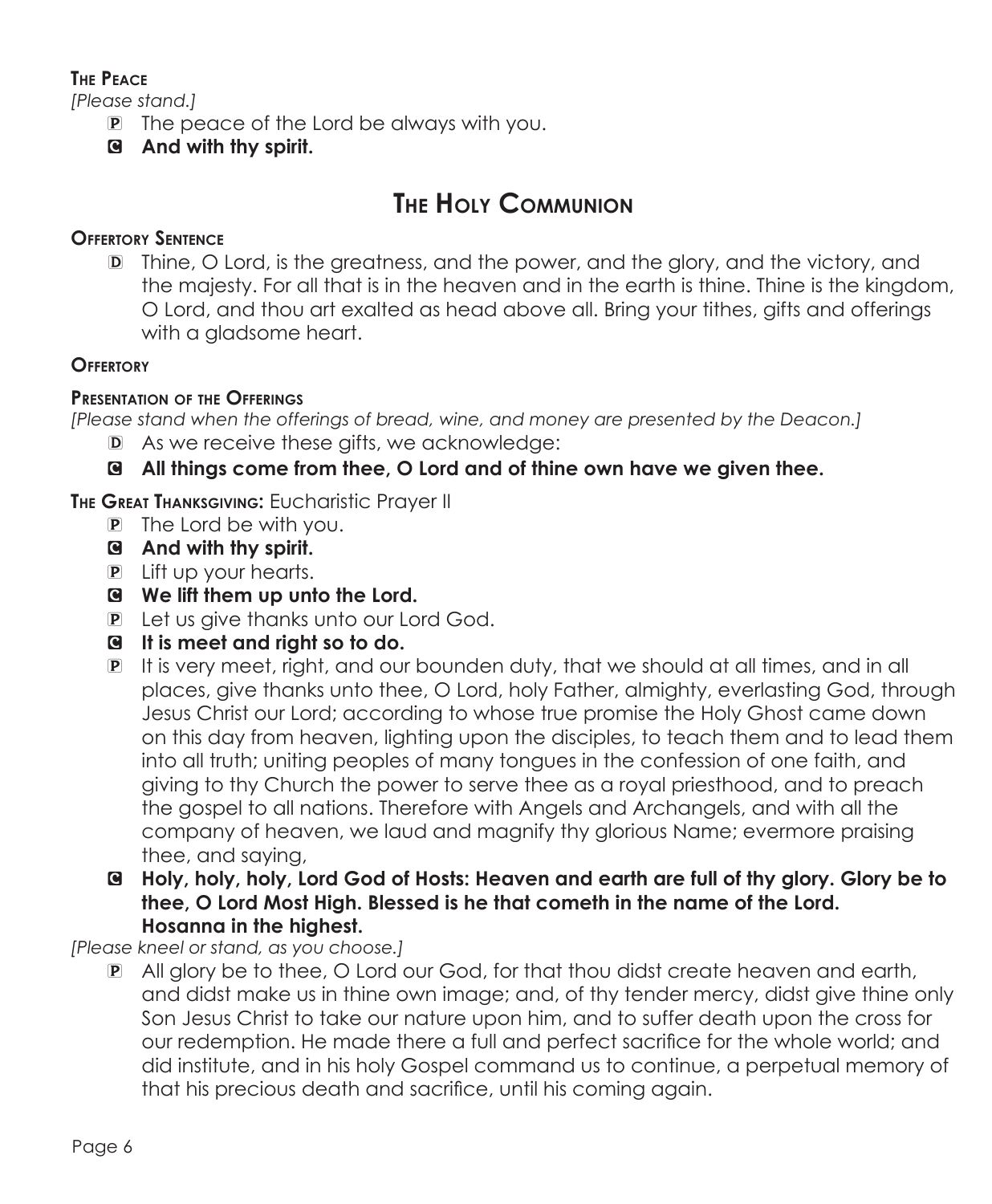### The Peace

*[Please stand.]*

P The peace of the Lord be always with you.

C **And with thy spirit.**

## The Holy Communion

### Offertory Sentence

D Thine, O Lord, is the greatness, and the power, and the glory, and the victory, and the majesty. For all that is in the heaven and in the earth is thine. Thine is the kingdom, O Lord, and thou art exalted as head above all. Bring your tithes, gifts and offerings with a gladsome heart.

### Offertory

### Presentation of the Offerings

*[Please stand when the offerings of bread, wine, and money are presented by the Deacon.]*

D As we receive these gifts, we acknowledge:

C **All things come from thee, O Lord and of thine own have we given thee.**

### The Great Thanksgiving: Eucharistic Prayer II

P The Lord be with you.

C **And with thy spirit.**

P Lift up your hearts.

C **We lift them up unto the Lord.**

P Let us give thanks unto our Lord God.

C **It is meet and right so to do.**

P It is very meet, right, and our bounden duty, that we should at all times, and in all places, give thanks unto thee, O Lord, holy Father, almighty, everlasting God, through Jesus Christ our Lord; according to whose true promise the Holy Ghost came down on this day from heaven, lighting upon the disciples, to teach them and to lead them into all truth; uniting peoples of many tongues in the confession of one faith, and giving to thy Church the power to serve thee as a royal priesthood, and to preach the gospel to all nations. Therefore with Angels and Archangels, and with all the company of heaven, we laud and magnify thy glorious Name; evermore praising thee, and saying,

C **Holy, holy, holy, Lord God of Hosts: Heaven and earth are full of thy glory. Glory be to thee, O Lord Most High. Blessed is he that cometh in the name of the Lord. Hosanna in the highest.**

*[Please kneel or stand, as you choose.]*

P All glory be to thee, O Lord our God, for that thou didst create heaven and earth, and didst make us in thine own image; and, of thy tender mercy, didst give thine only Son Jesus Christ to take our nature upon him, and to suffer death upon the cross for our redemption. He made there a full and perfect sacrifice for the whole world; and did institute, and in his holy Gospel command us to continue, a perpetual memory of that his precious death and sacrifice, until his coming again.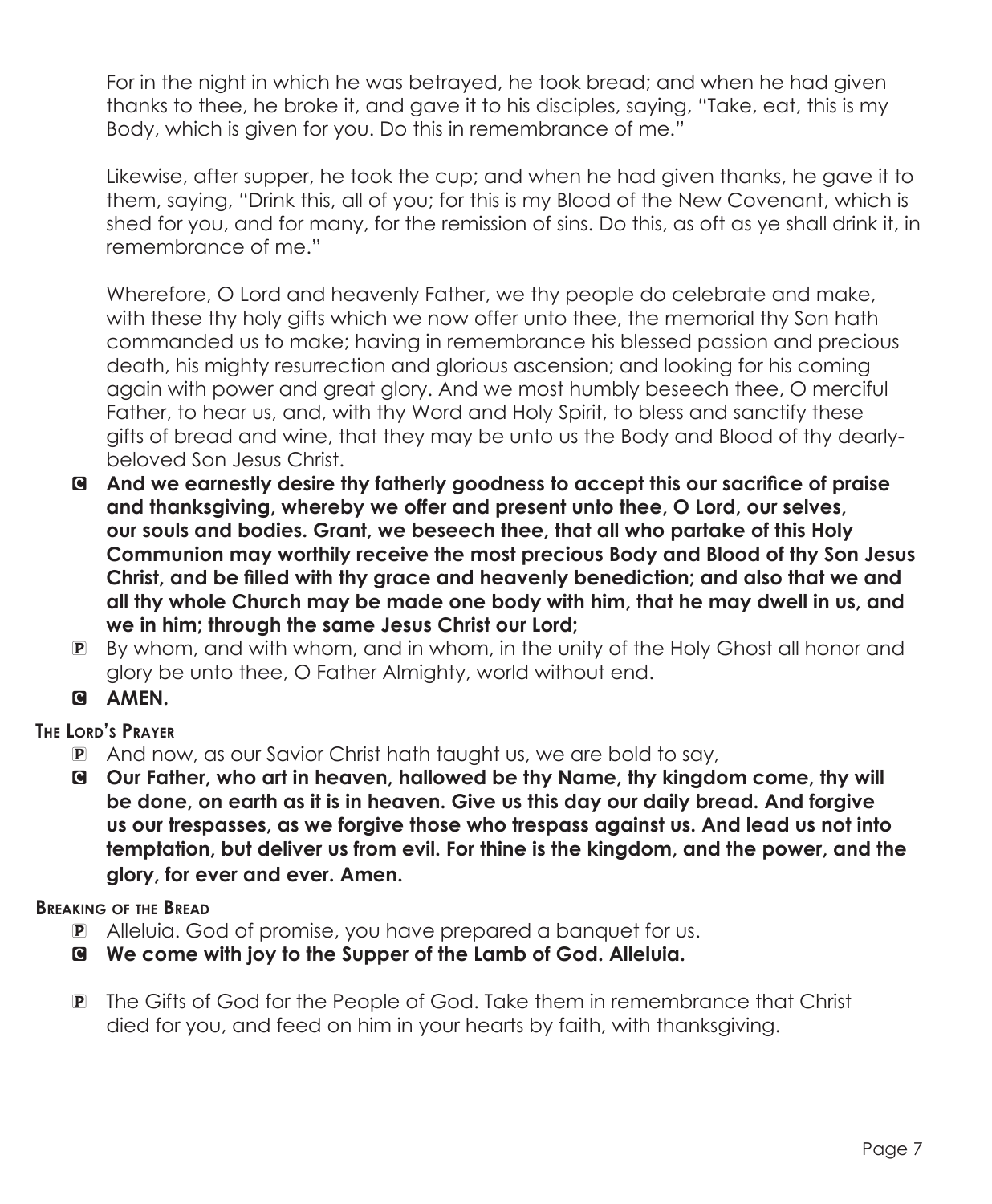For in the night in which he was betrayed, he took bread; and when he had given thanks to thee, he broke it, and gave it to his disciples, saying, "Take, eat, this is my Body, which is given for you. Do this in remembrance of me."

Likewise, after supper, he took the cup; and when he had given thanks, he gave it to them, saying, "Drink this, all of you; for this is my Blood of the New Covenant, which is shed for you, and for many, for the remission of sins. Do this, as oft as ye shall drink it, in remembrance of me."

Wherefore, O Lord and heavenly Father, we thy people do celebrate and make, with these thy holy gifts which we now offer unto thee, the memorial thy Son hath commanded us to make; having in remembrance his blessed passion and precious death, his mighty resurrection and glorious ascension; and looking for his coming again with power and great glory. And we most humbly beseech thee, O merciful Father, to hear us, and, with thy Word and Holy Spirit, to bless and sanctify these gifts of bread and wine, that they may be unto us the Body and Blood of thy dearly-beloved Son Jesus Christ.

**C And we earnestly desire thy fatherly goodness to accept this our sacrifice of praise and thanksgiving, whereby we offer and present unto thee, O Lord, our selves, our souls and bodies. Grant, we beseech thee, that all who partake of this Holy Communion may worthily receive the most precious Body and Blood of thy Son Jesus Christ, and be filled with thy grace and heavenly benediction; and also that we and all thy whole Church may be made one body with him, that he may dwell in us, and we in him; through the same Jesus Christ our Lord;**

P By whom, and with whom, and in whom, in the unity of the Holy Ghost all honor and glory be unto thee, O Father Almighty, world without end.

**C AMEN.**

### The Lord's Prayer

P And now, as our Savior Christ hath taught us, we are bold to say,

**C Our Father, who art in heaven, hallowed be thy Name, thy kingdom come, thy will be done, on earth as it is in heaven. Give us this day our daily bread. And forgive us our trespasses, as we forgive those who trespass against us. And lead us not into temptation, but deliver us from evil. For thine is the kingdom, and the power, and the glory, for ever and ever. Amen.**

### Breaking of the Bread

P Alleluia. God of promise, you have prepared a banquet for us.

**C We come with joy to the Supper of the Lamb of God. Alleluia.**

P The Gifts of God for the People of God. Take them in remembrance that Christ died for you, and feed on him in your hearts by faith, with thanksgiving.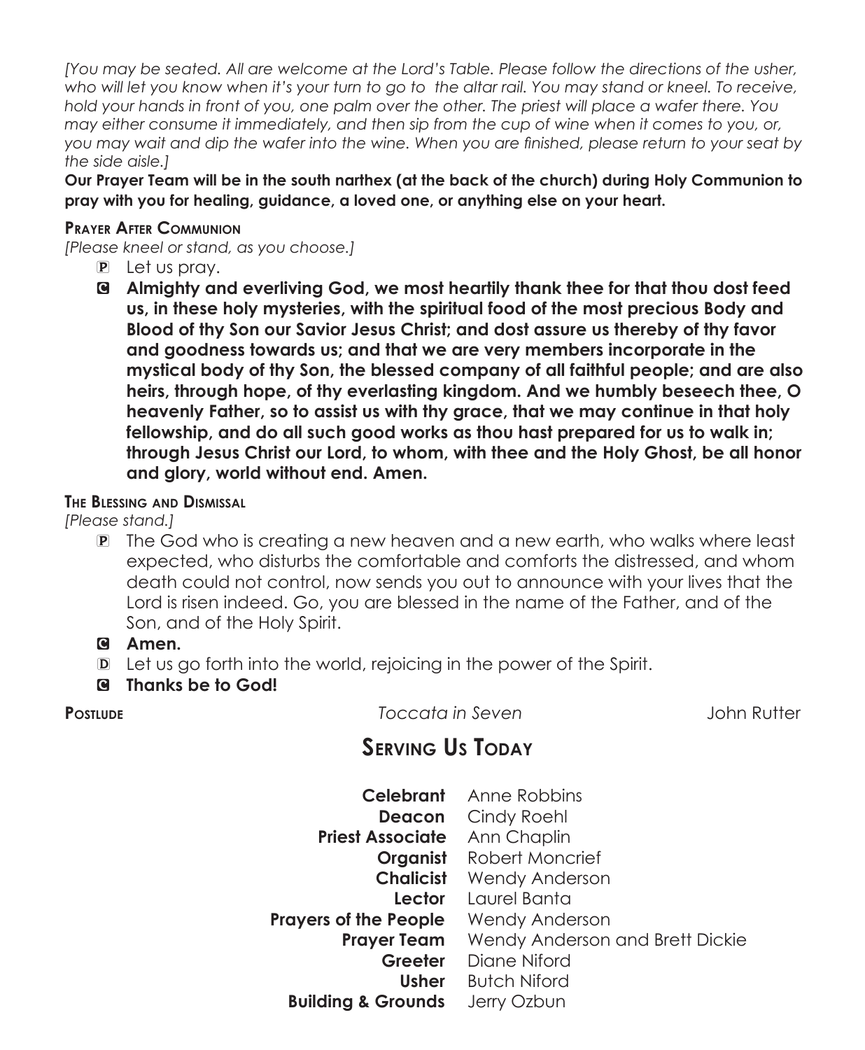*[You may be seated. All are welcome at the Lord's Table. Please follow the directions of the usher, who will let you know when it's your turn to go to the altar rail. You may stand or kneel. To receive, hold your hands in front of you, one palm over the other. The priest will place a wafer there. You may either consume it immediately, and then sip from the cup of wine when it comes to you, or, you may wait and dip the wafer into the wine. When you are finished, please return to your seat by the side aisle.]*

**Our Prayer Team will be in the south narthex (at the back of the church) during Holy Communion to pray with you for healing, guidance, a loved one, or anything else on your heart.**

### Prayer After Communion

*[Please kneel or stand, as you choose.]*

P Let us pray.

C **Almighty and everliving God, we most heartily thank thee for that thou dost feed us, in these holy mysteries, with the spiritual food of the most precious Body and Blood of thy Son our Savior Jesus Christ; and dost assure us thereby of thy favor and goodness towards us; and that we are very members incorporate in the mystical body of thy Son, the blessed company of all faithful people; and are also heirs, through hope, of thy everlasting kingdom. And we humbly beseech thee, O heavenly Father, so to assist us with thy grace, that we may continue in that holy fellowship, and do all such good works as thou hast prepared for us to walk in; through Jesus Christ our Lord, to whom, with thee and the Holy Ghost, be all honor and glory, world without end. Amen.**

### The Blessing and Dismissal

*[Please stand.]*

P The God who is creating a new heaven and a new earth, who walks where least expected, who disturbs the comfortable and comforts the distressed, and whom death could not control, now sends you out to announce with your lives that the Lord is risen indeed. Go, you are blessed in the name of the Father, and of the Son, and of the Holy Spirit.

C **Amen.**

D Let us go forth into the world, rejoicing in the power of the Spirit.

C **Thanks be to God!**

**Postlude** *Toccata in Seven* John Rutter

## Serving Us Today

| | |
|---|---|
| **Celebrant** | Anne Robbins |
| **Deacon** | Cindy Roehl |
| **Priest Associate** | Ann Chaplin |
| **Organist** | Robert Moncrief |
| **Chalicist** | Wendy Anderson |
| **Lector** | Laurel Banta |
| **Prayers of the People** | Wendy Anderson |
| **Prayer Team** | Wendy Anderson and Brett Dickie |
| **Greeter** | Diane Niford |
| **Usher** | Butch Niford |
| **Building & Grounds** | Jerry Ozbun |